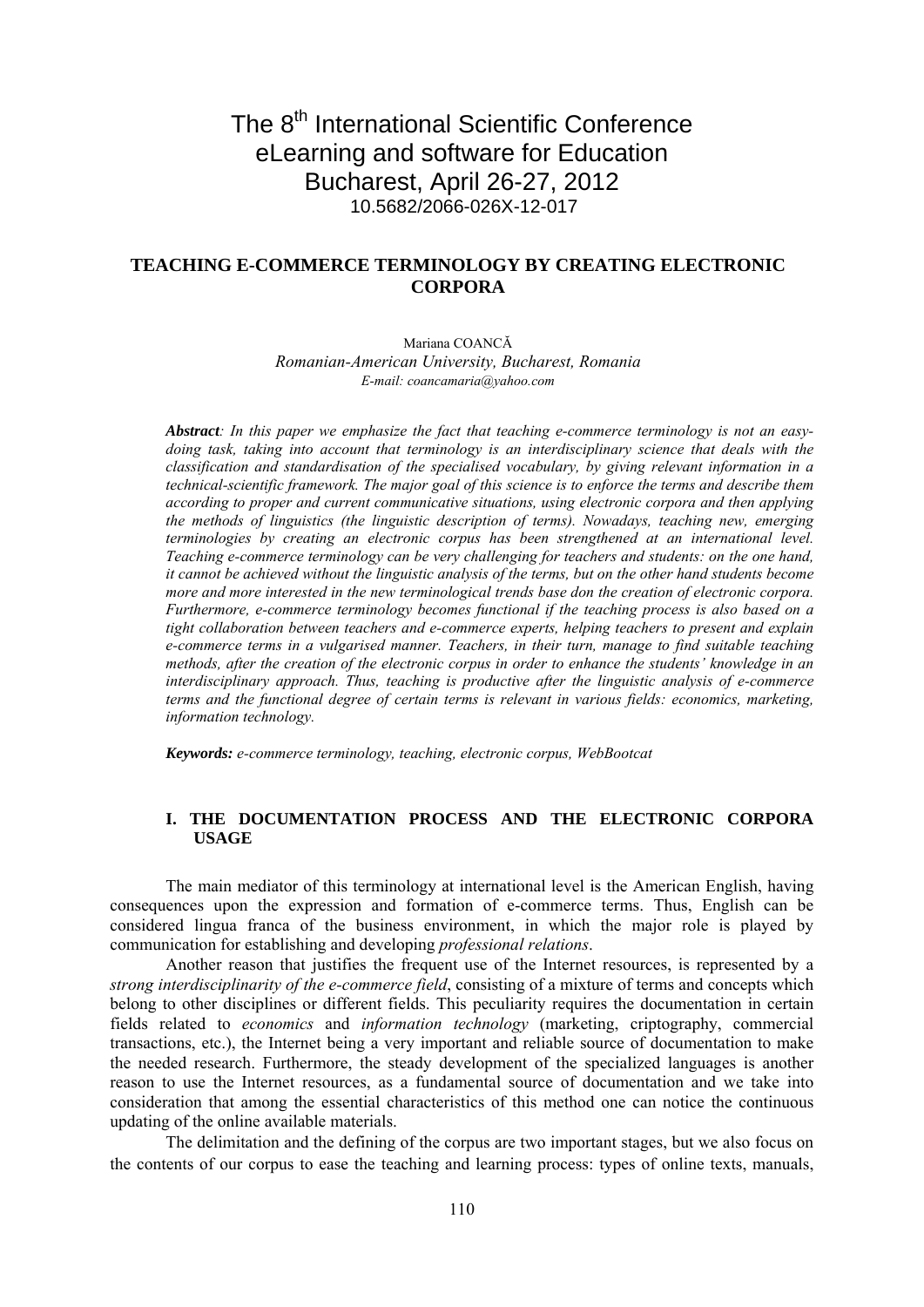# The 8th International Scientific Conference eLearning and software for Education Bucharest, April 26-27, 2012

10.5682/2066-026X-12-017

## TEACHING E-COMMERCE TERMINOLOGY BY CREATING ELECTRONIC CORPORA

Mariana COANCĂ

*Romanian-American University, Bucharest, Romania*

*E-mail: coancamaria@yahoo.com*

***Abstract**: In this paper we emphasize the fact that teaching e-commerce terminology is not an easy-doing task, taking into account that terminology is an interdisciplinary science that deals with the classification and standardisation of the specialised vocabulary, by giving relevant information in a technical-scientific framework. The major goal of this science is to enforce the terms and describe them according to proper and current communicative situations, using electronic corpora and then applying the methods of linguistics (the linguistic description of terms). Nowadays, teaching new, emerging terminologies by creating an electronic corpus has been strengthened at an international level. Teaching e-commerce terminology can be very challenging for teachers and students: on the one hand, it cannot be achieved without the linguistic analysis of the terms, but on the other hand students become more and more interested in the new terminological trends base don the creation of electronic corpora. Furthermore, e-commerce terminology becomes functional if the teaching process is also based on a tight collaboration between teachers and e-commerce experts, helping teachers to present and explain e-commerce terms in a vulgarised manner. Teachers, in their turn, manage to find suitable teaching methods, after the creation of the electronic corpus in order to enhance the students' knowledge in an interdisciplinary approach. Thus, teaching is productive after the linguistic analysis of e-commerce terms and the functional degree of certain terms is relevant in various fields: economics, marketing, information technology.*

***Keywords:** e-commerce terminology, teaching, electronic corpus, WebBootcat*

### I. THE DOCUMENTATION PROCESS AND THE ELECTRONIC CORPORA USAGE

The main mediator of this terminology at international level is the American English, having consequences upon the expression and formation of e-commerce terms. Thus, English can be considered lingua franca of the business environment, in which the major role is played by communication for establishing and developing *professional relations*.

Another reason that justifies the frequent use of the Internet resources, is represented by a *strong interdisciplinarity of the e-commerce field*, consisting of a mixture of terms and concepts which belong to other disciplines or different fields. This peculiarity requires the documentation in certain fields related to *economics* and *information technology* (marketing, criptography, commercial transactions, etc.), the Internet being a very important and reliable source of documentation to make the needed research. Furthermore, the steady development of the specialized languages is another reason to use the Internet resources, as a fundamental source of documentation and we take into consideration that among the essential characteristics of this method one can notice the continuous updating of the online available materials.

The delimitation and the defining of the corpus are two important stages, but we also focus on the contents of our corpus to ease the teaching and learning process: types of online texts, manuals,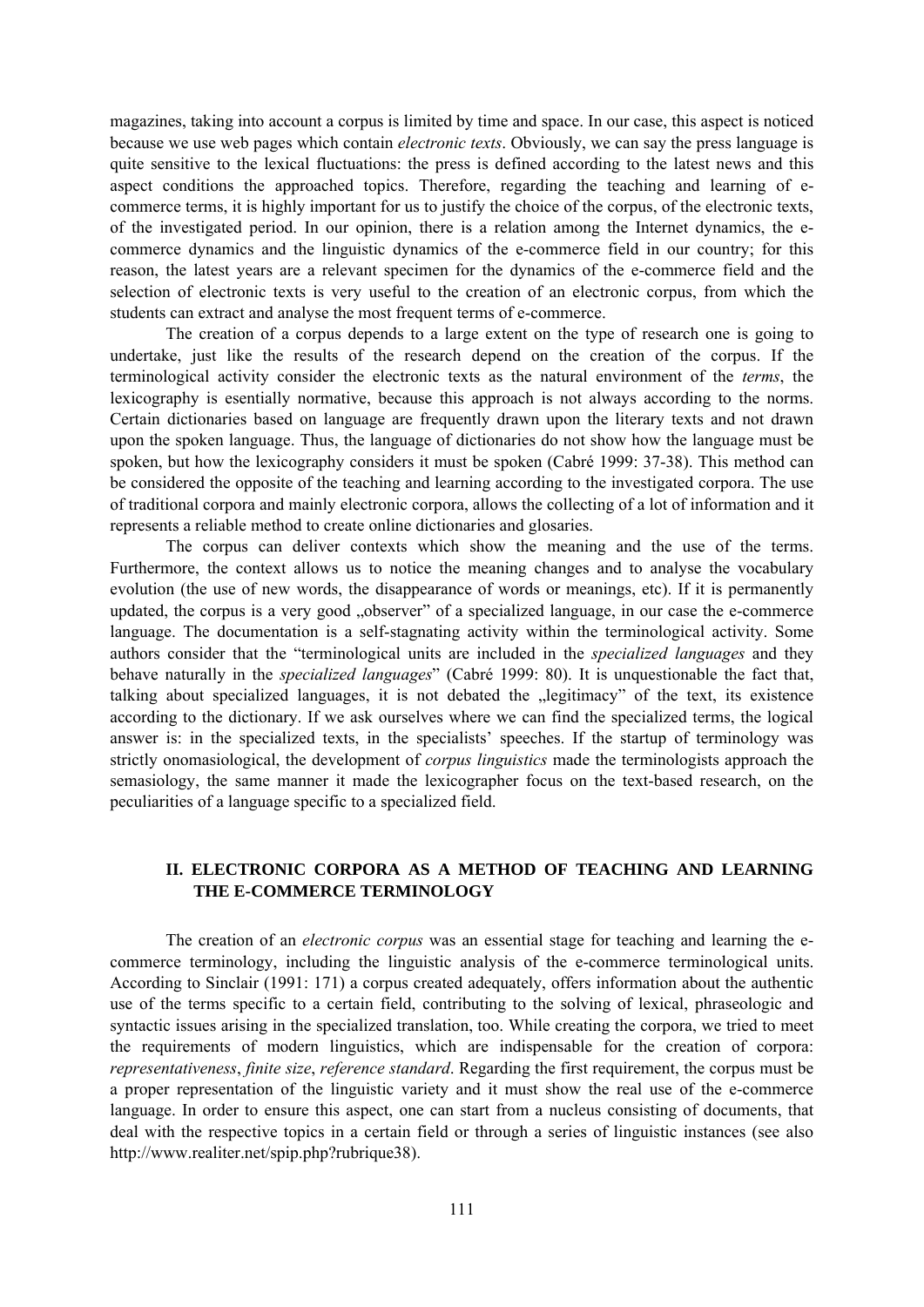magazines, taking into account a corpus is limited by time and space. In our case, this aspect is noticed because we use web pages which contain *electronic texts*. Obviously, we can say the press language is quite sensitive to the lexical fluctuations: the press is defined according to the latest news and this aspect conditions the approached topics. Therefore, regarding the teaching and learning of e-commerce terms, it is highly important for us to justify the choice of the corpus, of the electronic texts, of the investigated period. In our opinion, there is a relation among the Internet dynamics, the e-commerce dynamics and the linguistic dynamics of the e-commerce field in our country; for this reason, the latest years are a relevant specimen for the dynamics of the e-commerce field and the selection of electronic texts is very useful to the creation of an electronic corpus, from which the students can extract and analyse the most frequent terms of e-commerce.

The creation of a corpus depends to a large extent on the type of research one is going to undertake, just like the results of the research depend on the creation of the corpus. If the terminological activity consider the electronic texts as the natural environment of the *terms*, the lexicography is esentially normative, because this approach is not always according to the norms. Certain dictionaries based on language are frequently drawn upon the literary texts and not drawn upon the spoken language. Thus, the language of dictionaries do not show how the language must be spoken, but how the lexicography considers it must be spoken (Cabré 1999: 37-38). This method can be considered the opposite of the teaching and learning according to the investigated corpora. The use of traditional corpora and mainly electronic corpora, allows the collecting of a lot of information and it represents a reliable method to create online dictionaries and glosaries.

The corpus can deliver contexts which show the meaning and the use of the terms. Furthermore, the context allows us to notice the meaning changes and to analyse the vocabulary evolution (the use of new words, the disappearance of words or meanings, etc). If it is permanently updated, the corpus is a very good „observer" of a specialized language, in our case the e-commerce language. The documentation is a self-stagnating activity within the terminological activity. Some authors consider that the "terminological units are included in the *specialized languages* and they behave naturally in the *specialized languages*" (Cabré 1999: 80). It is unquestionable the fact that, talking about specialized languages, it is not debated the „legitimacy" of the text, its existence according to the dictionary. If we ask ourselves where we can find the specialized terms, the logical answer is: in the specialized texts, in the specialists' speeches. If the startup of terminology was strictly onomasiological, the development of *corpus linguistics* made the terminologists approach the semasiology, the same manner it made the lexicographer focus on the text-based research, on the peculiarities of a language specific to a specialized field.

## II. ELECTRONIC CORPORA AS A METHOD OF TEACHING AND LEARNING THE E-COMMERCE TERMINOLOGY

The creation of an *electronic corpus* was an essential stage for teaching and learning the e-commerce terminology, including the linguistic analysis of the e-commerce terminological units. According to Sinclair (1991: 171) a corpus created adequately, offers information about the authentic use of the terms specific to a certain field, contributing to the solving of lexical, phraseologic and syntactic issues arising in the specialized translation, too. While creating the corpora, we tried to meet the requirements of modern linguistics, which are indispensable for the creation of corpora: *representativeness*, *finite size*, *reference standard*. Regarding the first requirement, the corpus must be a proper representation of the linguistic variety and it must show the real use of the e-commerce language. In order to ensure this aspect, one can start from a nucleus consisting of documents, that deal with the respective topics in a certain field or through a series of linguistic instances (see also http://www.realiter.net/spip.php?rubrique38).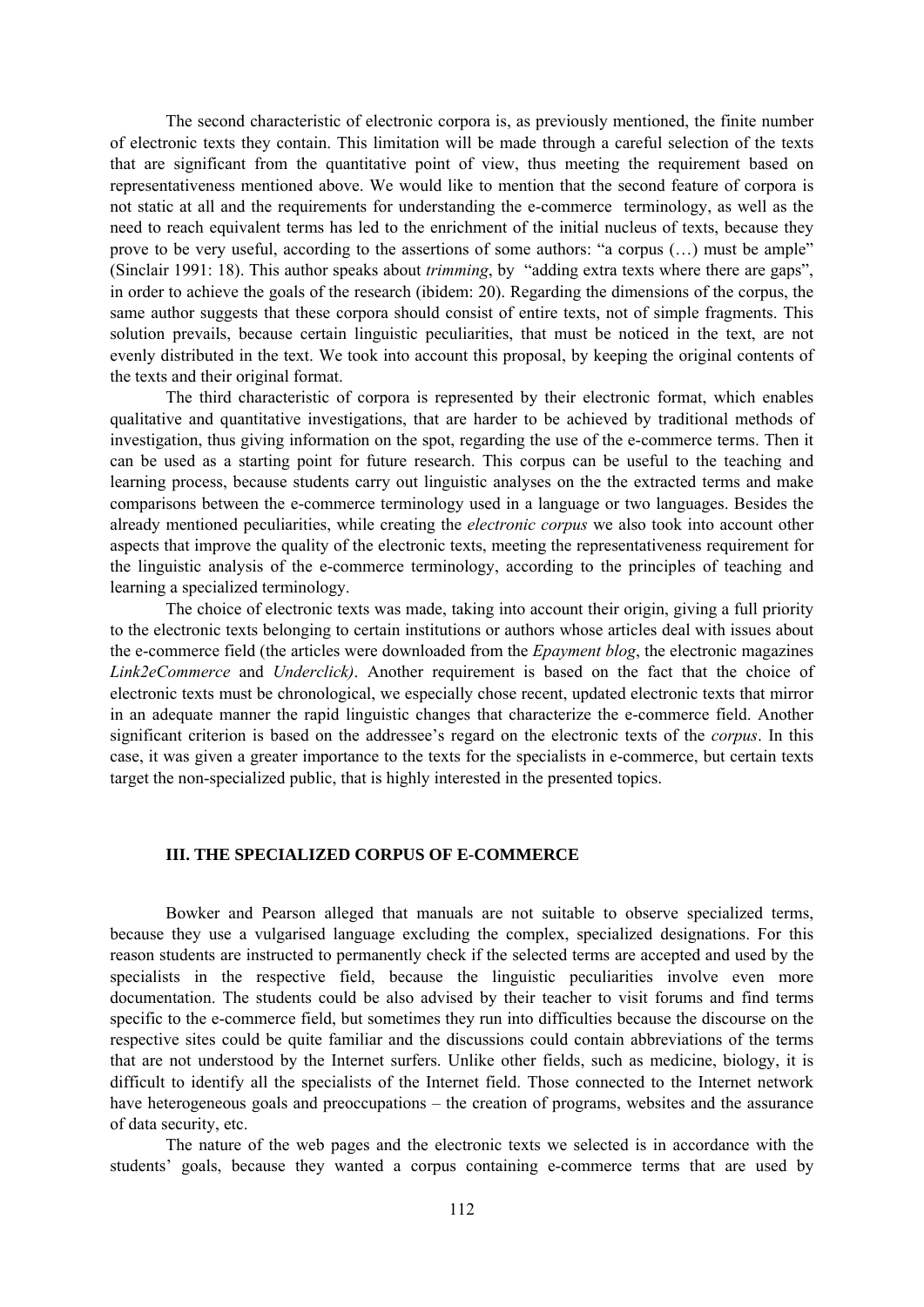The second characteristic of electronic corpora is, as previously mentioned, the finite number of electronic texts they contain. This limitation will be made through a careful selection of the texts that are significant from the quantitative point of view, thus meeting the requirement based on representativeness mentioned above. We would like to mention that the second feature of corpora is not static at all and the requirements for understanding the e-commerce terminology, as well as the need to reach equivalent terms has led to the enrichment of the initial nucleus of texts, because they prove to be very useful, according to the assertions of some authors: "a corpus (…) must be ample" (Sinclair 1991: 18). This author speaks about *trimming*, by "adding extra texts where there are gaps", in order to achieve the goals of the research (ibidem: 20). Regarding the dimensions of the corpus, the same author suggests that these corpora should consist of entire texts, not of simple fragments. This solution prevails, because certain linguistic peculiarities, that must be noticed in the text, are not evenly distributed in the text. We took into account this proposal, by keeping the original contents of the texts and their original format.

The third characteristic of corpora is represented by their electronic format, which enables qualitative and quantitative investigations, that are harder to be achieved by traditional methods of investigation, thus giving information on the spot, regarding the use of the e-commerce terms. Then it can be used as a starting point for future research. This corpus can be useful to the teaching and learning process, because students carry out linguistic analyses on the the extracted terms and make comparisons between the e-commerce terminology used in a language or two languages. Besides the already mentioned peculiarities, while creating the *electronic corpus* we also took into account other aspects that improve the quality of the electronic texts, meeting the representativeness requirement for the linguistic analysis of the e-commerce terminology, according to the principles of teaching and learning a specialized terminology.

The choice of electronic texts was made, taking into account their origin, giving a full priority to the electronic texts belonging to certain institutions or authors whose articles deal with issues about the e-commerce field (the articles were downloaded from the *Epayment blog*, the electronic magazines *Link2eCommerce* and *Underclick)*. Another requirement is based on the fact that the choice of electronic texts must be chronological, we especially chose recent, updated electronic texts that mirror in an adequate manner the rapid linguistic changes that characterize the e-commerce field. Another significant criterion is based on the addressee's regard on the electronic texts of the *corpus*. In this case, it was given a greater importance to the texts for the specialists in e-commerce, but certain texts target the non-specialized public, that is highly interested in the presented topics.

## III. THE SPECIALIZED CORPUS OF E-COMMERCE

Bowker and Pearson alleged that manuals are not suitable to observe specialized terms, because they use a vulgarised language excluding the complex, specialized designations. For this reason students are instructed to permanently check if the selected terms are accepted and used by the specialists in the respective field, because the linguistic peculiarities involve even more documentation. The students could be also advised by their teacher to visit forums and find terms specific to the e-commerce field, but sometimes they run into difficulties because the discourse on the respective sites could be quite familiar and the discussions could contain abbreviations of the terms that are not understood by the Internet surfers. Unlike other fields, such as medicine, biology, it is difficult to identify all the specialists of the Internet field. Those connected to the Internet network have heterogeneous goals and preoccupations – the creation of programs, websites and the assurance of data security, etc.

The nature of the web pages and the electronic texts we selected is in accordance with the students' goals, because they wanted a corpus containing e-commerce terms that are used by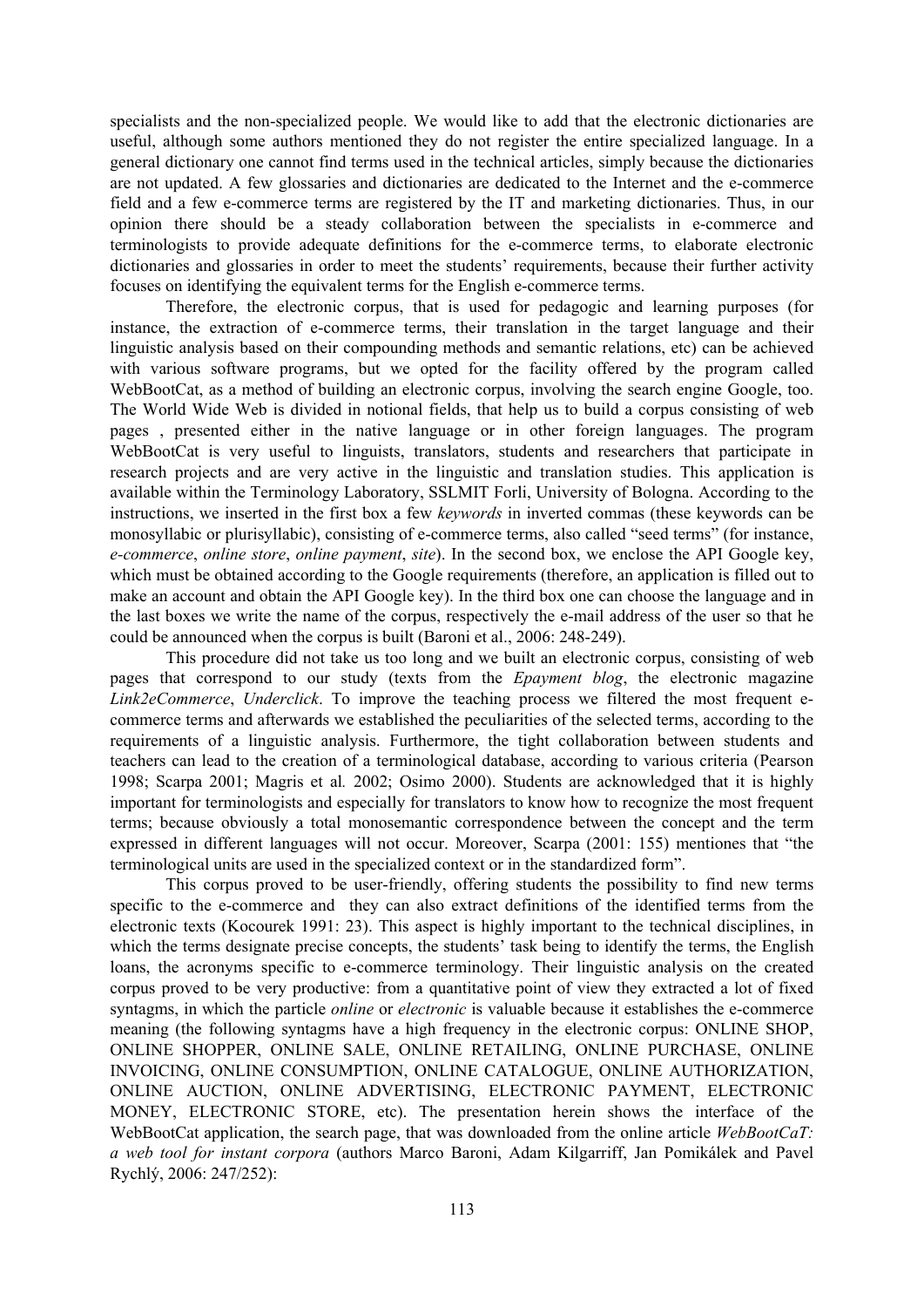specialists and the non-specialized people. We would like to add that the electronic dictionaries are useful, although some authors mentioned they do not register the entire specialized language. In a general dictionary one cannot find terms used in the technical articles, simply because the dictionaries are not updated. A few glossaries and dictionaries are dedicated to the Internet and the e-commerce field and a few e-commerce terms are registered by the IT and marketing dictionaries. Thus, in our opinion there should be a steady collaboration between the specialists in e-commerce and terminologists to provide adequate definitions for the e-commerce terms, to elaborate electronic dictionaries and glossaries in order to meet the students' requirements, because their further activity focuses on identifying the equivalent terms for the English e-commerce terms.

Therefore, the electronic corpus, that is used for pedagogic and learning purposes (for instance, the extraction of e-commerce terms, their translation in the target language and their linguistic analysis based on their compounding methods and semantic relations, etc) can be achieved with various software programs, but we opted for the facility offered by the program called WebBootCat, as a method of building an electronic corpus, involving the search engine Google, too. The World Wide Web is divided in notional fields, that help us to build a corpus consisting of web pages , presented either in the native language or in other foreign languages. The program WebBootCat is very useful to linguists, translators, students and researchers that participate in research projects and are very active in the linguistic and translation studies. This application is available within the Terminology Laboratory, SSLMIT Forli, University of Bologna. According to the instructions, we inserted in the first box a few *keywords* in inverted commas (these keywords can be monosyllabic or plurisyllabic), consisting of e-commerce terms, also called "seed terms" (for instance, *e-commerce*, *online store*, *online payment*, *site*). In the second box, we enclose the API Google key, which must be obtained according to the Google requirements (therefore, an application is filled out to make an account and obtain the API Google key). In the third box one can choose the language and in the last boxes we write the name of the corpus, respectively the e-mail address of the user so that he could be announced when the corpus is built (Baroni et al., 2006: 248-249).

This procedure did not take us too long and we built an electronic corpus, consisting of web pages that correspond to our study (texts from the *Epayment blog*, the electronic magazine *Link2eCommerce*, *Underclick*. To improve the teaching process we filtered the most frequent e-commerce terms and afterwards we established the peculiarities of the selected terms, according to the requirements of a linguistic analysis. Furthermore, the tight collaboration between students and teachers can lead to the creation of a terminological database, according to various criteria (Pearson 1998; Scarpa 2001; Magris et al*.* 2002; Osimo 2000). Students are acknowledged that it is highly important for terminologists and especially for translators to know how to recognize the most frequent terms; because obviously a total monosemantic correspondence between the concept and the term expressed in different languages will not occur. Moreover, Scarpa (2001: 155) mentiones that "the terminological units are used in the specialized context or in the standardized form".

This corpus proved to be user-friendly, offering students the possibility to find new terms specific to the e-commerce and they can also extract definitions of the identified terms from the electronic texts (Kocourek 1991: 23). This aspect is highly important to the technical disciplines, in which the terms designate precise concepts, the students' task being to identify the terms, the English loans, the acronyms specific to e-commerce terminology. Their linguistic analysis on the created corpus proved to be very productive: from a quantitative point of view they extracted a lot of fixed syntagms, in which the particle *online* or *electronic* is valuable because it establishes the e-commerce meaning (the following syntagms have a high frequency in the electronic corpus: ONLINE SHOP, ONLINE SHOPPER, ONLINE SALE, ONLINE RETAILING, ONLINE PURCHASE, ONLINE INVOICING, ONLINE CONSUMPTION, ONLINE CATALOGUE, ONLINE AUTHORIZATION, ONLINE AUCTION, ONLINE ADVERTISING, ELECTRONIC PAYMENT, ELECTRONIC MONEY, ELECTRONIC STORE, etc). The presentation herein shows the interface of the WebBootCat application, the search page, that was downloaded from the online article *WebBootCaT: a web tool for instant corpora* (authors Marco Baroni, Adam Kilgarriff, Jan Pomikálek and Pavel Rychlý, 2006: 247/252):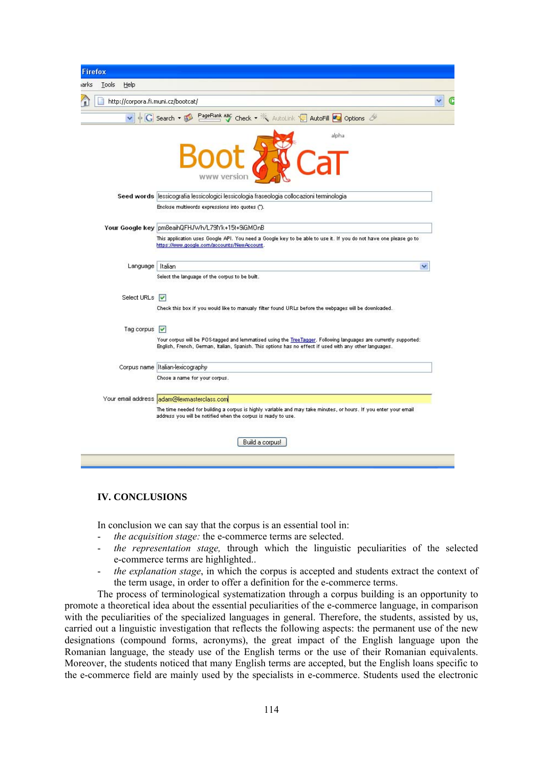## IV. CONCLUSIONS

In conclusion we can say that the corpus is an essential tool in:

- *the acquisition stage:* the e-commerce terms are selected.
- *the representation stage,* through which the linguistic peculiarities of the selected e-commerce terms are highlighted..
- *the explanation stage*, in which the corpus is accepted and students extract the context of the term usage, in order to offer a definition for the e-commerce terms.

The process of terminological systematization through a corpus building is an opportunity to promote a theoretical idea about the essential peculiarities of the e-commerce language, in comparison with the peculiarities of the specialized languages in general. Therefore, the students, assisted by us, carried out a linguistic investigation that reflects the following aspects: the permanent use of the new designations (compound forms, acronyms), the great impact of the English language upon the Romanian language, the steady use of the English terms or the use of their Romanian equivalents. Moreover, the students noticed that many English terms are accepted, but the English loans specific to the e-commerce field are mainly used by the specialists in e-commerce. Students used the electronic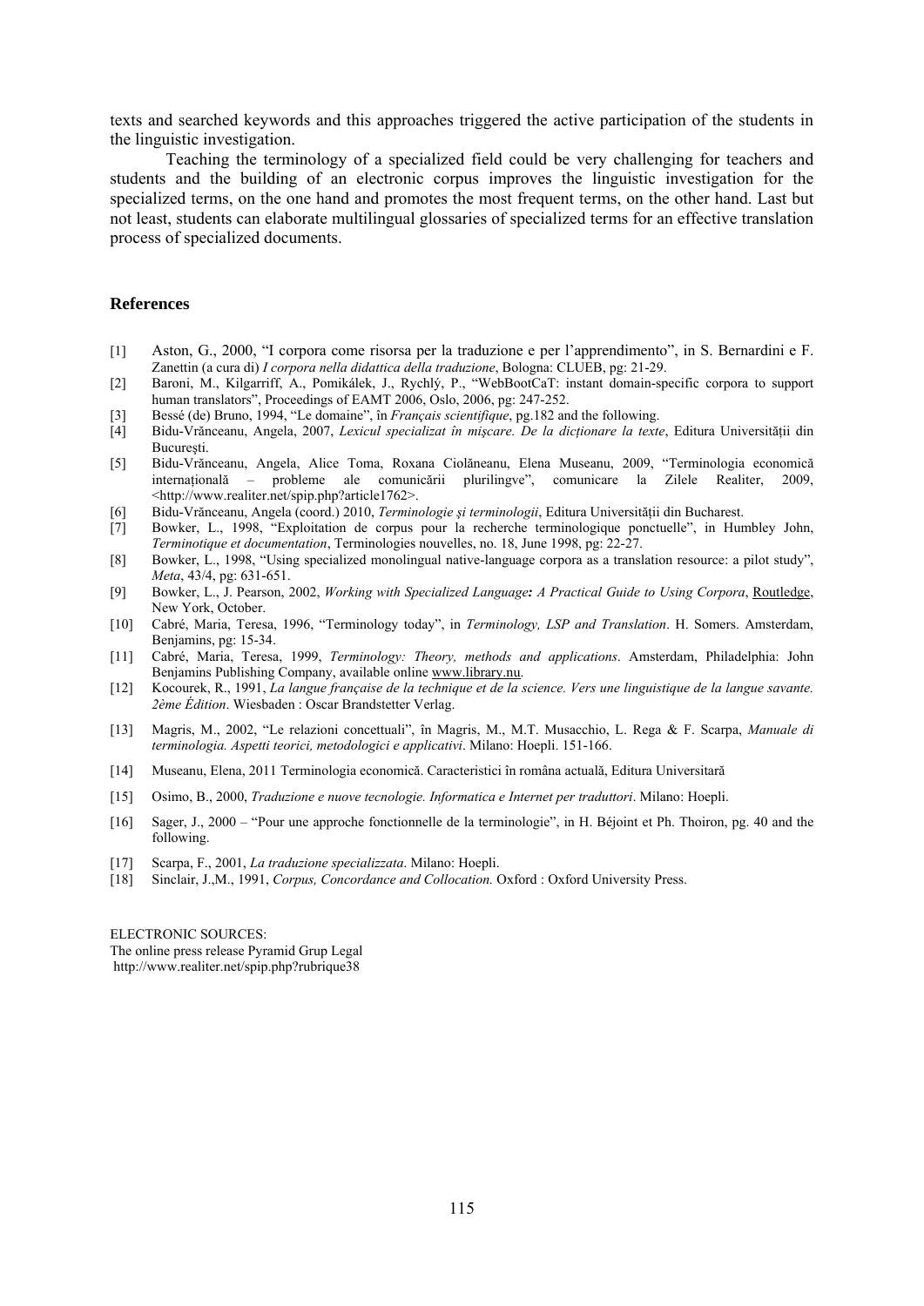texts and searched keywords and this approaches triggered the active participation of the students in the linguistic investigation.

Teaching the terminology of a specialized field could be very challenging for teachers and students and the building of an electronic corpus improves the linguistic investigation for the specialized terms, on the one hand and promotes the most frequent terms, on the other hand. Last but not least, students can elaborate multilingual glossaries of specialized terms for an effective translation process of specialized documents.

## References

[1] Aston, G., 2000, "I corpora come risorsa per la traduzione e per l'apprendimento", in S. Bernardini e F. Zanettin (a cura di) *I corpora nella didattica della traduzione*, Bologna: CLUEB, pg: 21-29.

[2] Baroni, M., Kilgarriff, A., Pomikálek, J., Rychlý, P., "WebBootCaT: instant domain-specific corpora to support human translators", Proceedings of EAMT 2006, Oslo, 2006, pg: 247-252.

[3] Bessé (de) Bruno, 1994, "Le domaine", în *Français scientifique*, pg.182 and the following.

[4] Bidu-Vrănceanu, Angela, 2007, *Lexicul specializat în mişcare. De la dicționare la texte*, Editura Universității din Bucureşti.

[5] Bidu-Vrănceanu, Angela, Alice Toma, Roxana Ciolăneanu, Elena Museanu, 2009, "Terminologia economică internațională – probleme ale comunicării plurilingve", comunicare la Zilele Realiter, 2009, <http://www.realiter.net/spip.php?article1762>.

[6] Bidu-Vrănceanu, Angela (coord.) 2010, *Terminologie şi terminologii*, Editura Universității din Bucharest.

[7] Bowker, L., 1998, "Exploitation de corpus pour la recherche terminologique ponctuelle", in Humbley John, *Terminotique et documentation*, Terminologies nouvelles, no. 18, June 1998, pg: 22-27.

[8] Bowker, L., 1998, "Using specialized monolingual native-language corpora as a translation resource: a pilot study", *Meta*, 43/4, pg: 631-651.

[9] Bowker, L., J. Pearson, 2002, *Working with Specialized Language: A Practical Guide to Using Corpora*, Routledge, New York, October.

[10] Cabré, Maria, Teresa, 1996, "Terminology today", in *Terminology, LSP and Translation*. H. Somers. Amsterdam, Benjamins, pg: 15-34.

[11] Cabré, Maria, Teresa, 1999, *Terminology: Theory, methods and applications*. Amsterdam, Philadelphia: John Benjamins Publishing Company, available online www.library.nu.

[12] Kocourek, R., 1991, *La langue française de la technique et de la science. Vers une linguistique de la langue savante. 2ème Édition*. Wiesbaden : Oscar Brandstetter Verlag.

[13] Magris, M., 2002, "Le relazioni concettuali", în Magris, M., M.T. Musacchio, L. Rega & F. Scarpa, *Manuale di terminologia. Aspetti teorici, metodologici e applicativi*. Milano: Hoepli. 151-166.

[14] Museanu, Elena, 2011 Terminologia economică. Caracteristici în româna actuală, Editura Universitară

[15] Osimo, B., 2000, *Traduzione e nuove tecnologie. Informatica e Internet per traduttori*. Milano: Hoepli.

[16] Sager, J., 2000 – "Pour une approche fonctionnelle de la terminologie", in H. Béjoint et Ph. Thoiron, pg. 40 and the following.

[17] Scarpa, F., 2001, *La traduzione specializzata*. Milano: Hoepli.

[18] Sinclair, J.,M., 1991, *Corpus, Concordance and Collocation.* Oxford : Oxford University Press.

ELECTRONIC SOURCES:
The online press release Pyramid Grup Legal
http://www.realiter.net/spip.php?rubrique38